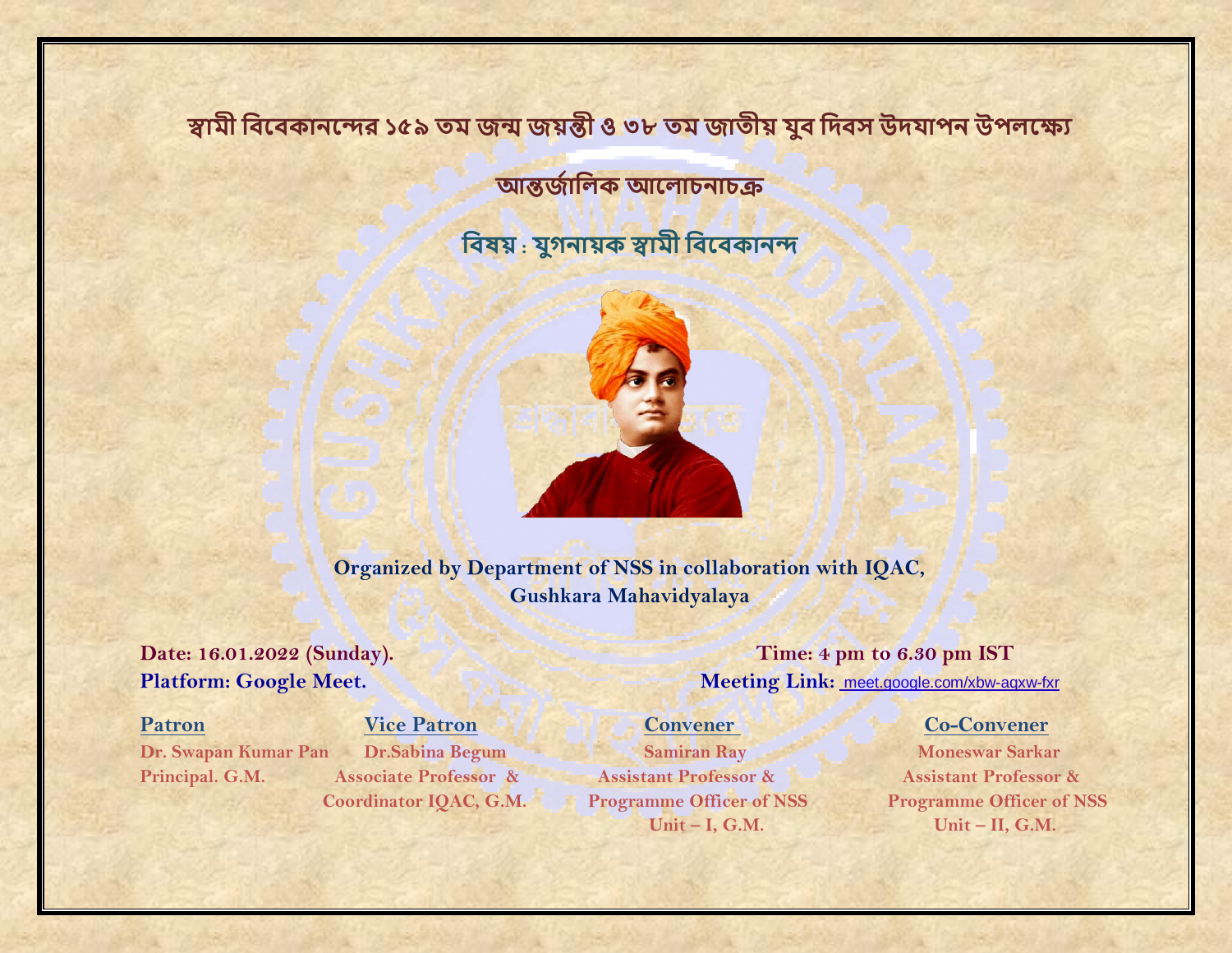# স্বামী বিবেকানন্দের ১৫৯ তম জন্ম জয়ন্তী ও ৩৮ তম জাতীয় যুব দিবস উদযাপন উপলক্ষ্যে

## আন্তর্জালিক আলোচনাচক্র

## বিষয় : যুগনায়ক স্বামী বিবেকানন্দ

**Organized by Department of NSS in collaboration with IQAC, Gushkara Mahavidyalaya**

**Date: 16.01.2022 (Sunday).**

**Time: 4 pm to 6.30 pm IST**

**Platform: Google Meet.**

**Meeting Link:** meet.google.com/xbw-aqxw-fxr

**Patron**
Dr. Swapan Kumar Pan
Principal. G.M.

**Vice Patron**
Dr.Sabina Begum
Associate Professor & Coordinator IQAC, G.M.

**Convener**
Samiran Ray
Assistant Professor & Programme Officer of NSS Unit – I, G.M.

**Co-Convener**
Moneswar Sarkar
Assistant Professor & Programme Officer of NSS Unit – II, G.M.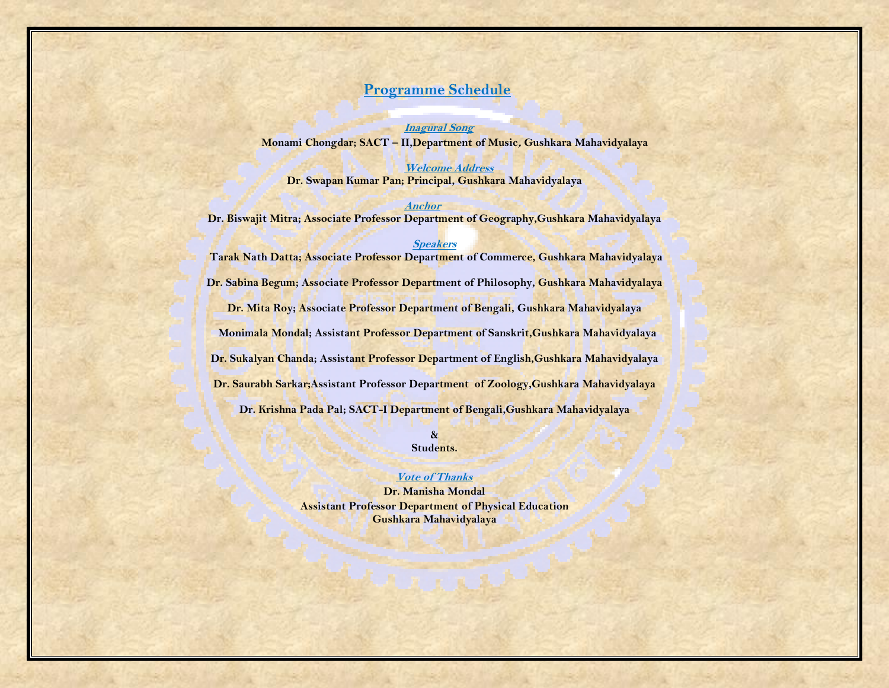## Programme Schedule

***Inagural Song***

**Monami Chongdar; SACT – II,Department of Music, Gushkara Mahavidyalaya**

***Welcome Address***

**Dr. Swapan Kumar Pan; Principal, Gushkara Mahavidyalaya**

***Anchor***

**Dr. Biswajit Mitra; Associate Professor Department of Geography,Gushkara Mahavidyalaya**

***Speakers***

**Tarak Nath Datta; Associate Professor Department of Commerce, Gushkara Mahavidyalaya**

**Dr. Sabina Begum; Associate Professor Department of Philosophy, Gushkara Mahavidyalaya**

**Dr. Mita Roy; Associate Professor Department of Bengali, Gushkara Mahavidyalaya**

**Monimala Mondal; Assistant Professor Department of Sanskrit,Gushkara Mahavidyalaya**

**Dr. Sukalyan Chanda; Assistant Professor Department of English,Gushkara Mahavidyalaya**

**Dr. Saurabh Sarkar;Assistant Professor Department of Zoology,Gushkara Mahavidyalaya**

**Dr. Krishna Pada Pal; SACT-I Department of Bengali,Gushkara Mahavidyalaya**

**&**
**Students.**

***Vote of Thanks***

**Dr. Manisha Mondal**
**Assistant Professor Department of Physical Education**
**Gushkara Mahavidyalaya**